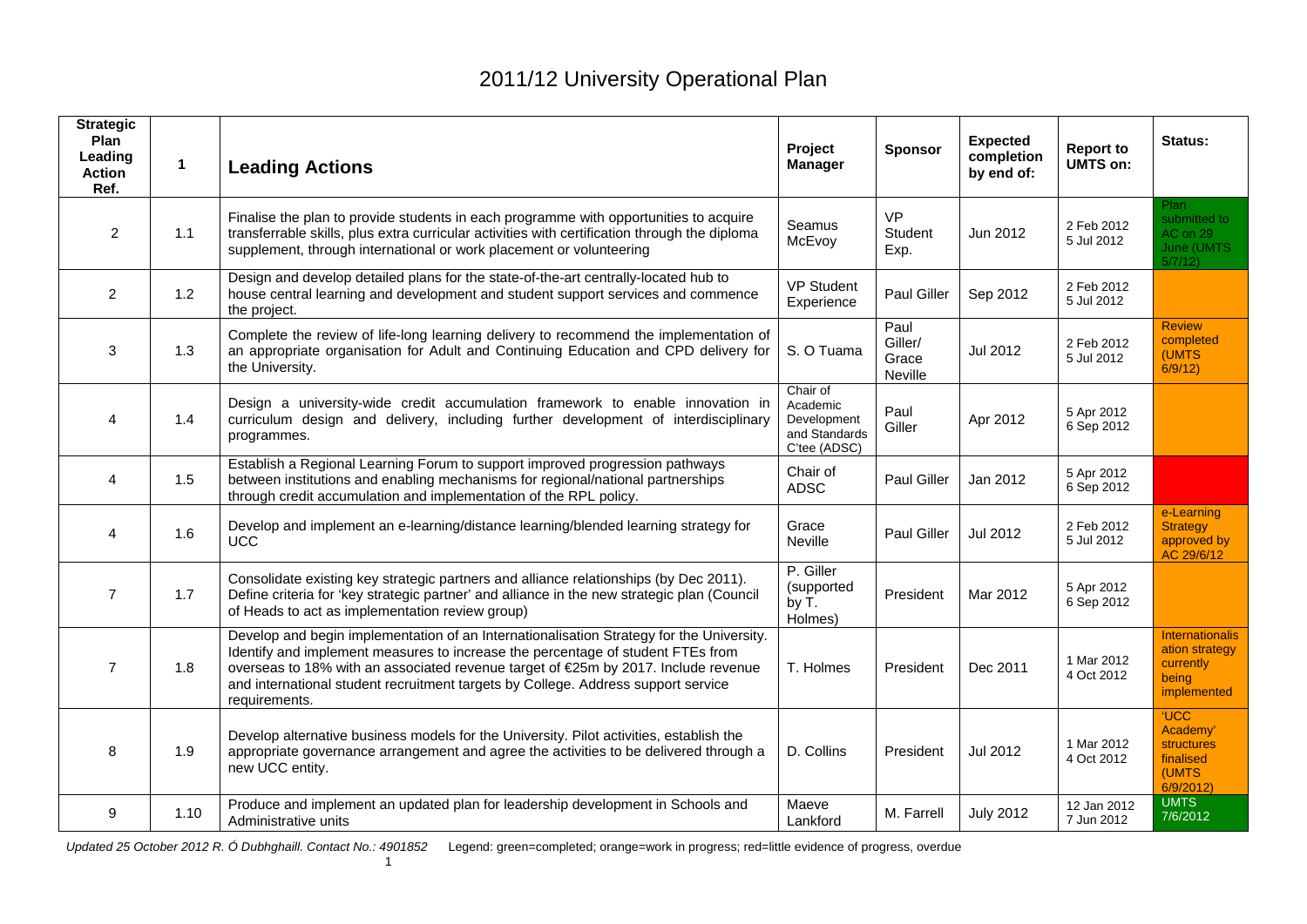# 2011/12 University Operational Plan

| Strategic Plan Leading Action Ref. | 1 | Leading Actions | Project Manager | Sponsor | Expected completion by end of: | Report to UMTS on: | Status: |
|---|---|---|---|---|---|---|---|
| 2 | 1.1 | Finalise the plan to provide students in each programme with opportunities to acquire transferrable skills, plus extra curricular activities with certification through the diploma supplement, through international or work placement or volunteering | Seamus McEvoy | VP Student Exp. | Jun 2012 | 2 Feb 2012<br>5 Jul 2012 | Plan submitted to AC on 29 June (UMTS 5/7/12) |
| 2 | 1.2 | Design and develop detailed plans for the state-of-the-art centrally-located hub to house central learning and development and student support services and commence the project. | VP Student Experience | Paul Giller | Sep 2012 | 2 Feb 2012<br>5 Jul 2012 | |
| 3 | 1.3 | Complete the review of life-long learning delivery to recommend the implementation of an appropriate organisation for Adult and Continuing Education and CPD delivery for the University. | S. O Tuama | Paul Giller/ Grace Neville | Jul 2012 | 2 Feb 2012<br>5 Jul 2012 | Review completed (UMTS 6/9/12) |
| 4 | 1.4 | Design a university-wide credit accumulation framework to enable innovation in curriculum design and delivery, including further development of interdisciplinary programmes. | Chair of Academic Development and Standards C'tee (ADSC) | Paul Giller | Apr 2012 | 5 Apr 2012<br>6 Sep 2012 | |
| 4 | 1.5 | Establish a Regional Learning Forum to support improved progression pathways between institutions and enabling mechanisms for regional/national partnerships through credit accumulation and implementation of the RPL policy. | Chair of ADSC | Paul Giller | Jan 2012 | 5 Apr 2012<br>6 Sep 2012 | |
| 4 | 1.6 | Develop and implement an e-learning/distance learning/blended learning strategy for UCC | Grace Neville | Paul Giller | Jul 2012 | 2 Feb 2012<br>5 Jul 2012 | e-Learning Strategy approved by AC 29/6/12 |
| 7 | 1.7 | Consolidate existing key strategic partners and alliance relationships (by Dec 2011). Define criteria for 'key strategic partner' and alliance in the new strategic plan (Council of Heads to act as implementation review group) | P. Giller (supported by T. Holmes) | President | Mar 2012 | 5 Apr 2012<br>6 Sep 2012 | |
| 7 | 1.8 | Develop and begin implementation of an Internationalisation Strategy for the University. Identify and implement measures to increase the percentage of student FTEs from overseas to 18% with an associated revenue target of €25m by 2017. Include revenue and international student recruitment targets by College. Address support service requirements. | T. Holmes | President | Dec 2011 | 1 Mar 2012<br>4 Oct 2012 | Internationalisation strategy currently being implemented |
| 8 | 1.9 | Develop alternative business models for the University. Pilot activities, establish the appropriate governance arrangement and agree the activities to be delivered through a new UCC entity. | D. Collins | President | Jul 2012 | 1 Mar 2012<br>4 Oct 2012 | 'UCC Academy' structures finalised (UMTS 6/9/2012) |
| 9 | 1.10 | Produce and implement an updated plan for leadership development in Schools and Administrative units | Maeve Lankford | M. Farrell | July 2012 | 12 Jan 2012<br>7 Jun 2012 | UMTS 7/6/2012 |

*Updated 25 October 2012 R. Ó Dubhghaill. Contact No.: 4901852* Legend: green=completed; orange=work in progress; red=little evidence of progress, overdue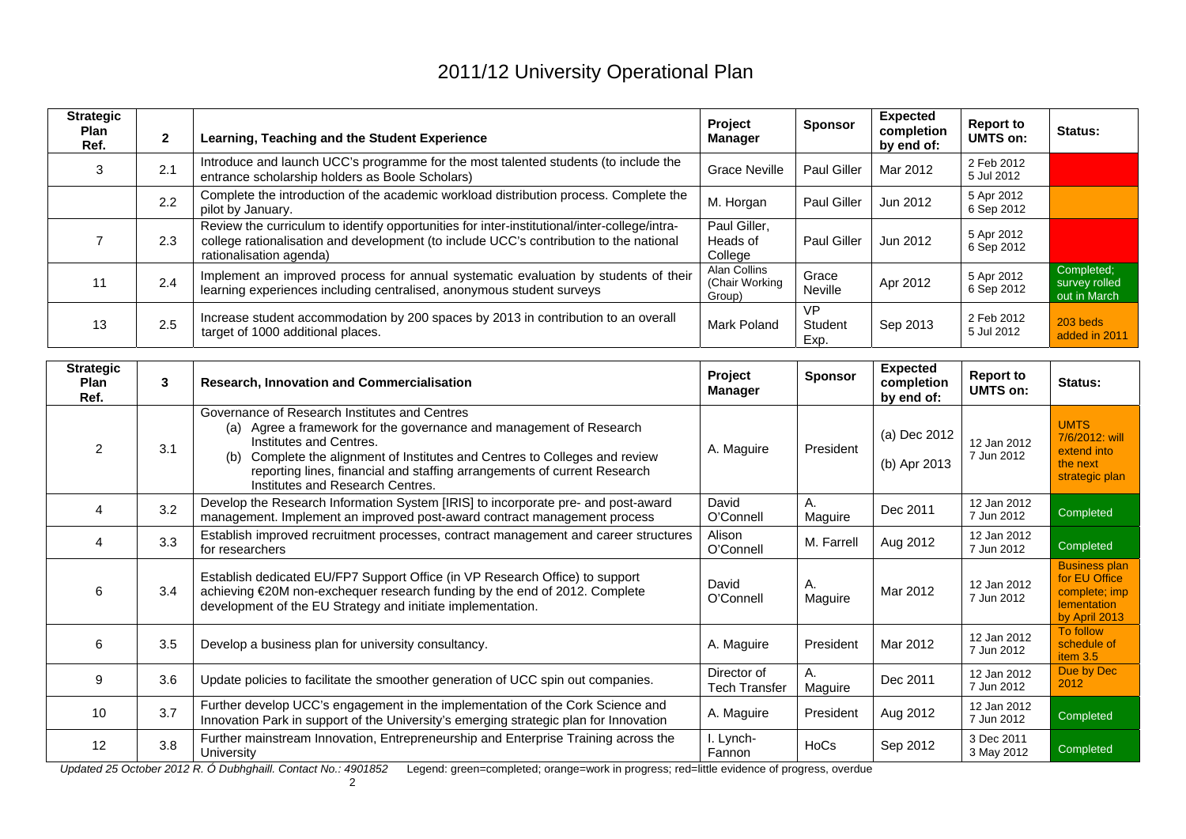# 2011/12 University Operational Plan

| Strategic Plan Ref. | 2 | Learning, Teaching and the Student Experience | Project Manager | Sponsor | Expected completion by end of: | Report to UMTS on: | Status: |
|---|---|---|---|---|---|---|---|
| 3 | 2.1 | Introduce and launch UCC's programme for the most talented students (to include the entrance scholarship holders as Boole Scholars) | Grace Neville | Paul Giller | Mar 2012 | 2 Feb 2012<br>5 Jul 2012 | |
| | 2.2 | Complete the introduction of the academic workload distribution process. Complete the pilot by January. | M. Horgan | Paul Giller | Jun 2012 | 5 Apr 2012<br>6 Sep 2012 | |
| 7 | 2.3 | Review the curriculum to identify opportunities for inter-institutional/inter-college/intra-college rationalisation and development (to include UCC's contribution to the national rationalisation agenda) | Paul Giller, Heads of College | Paul Giller | Jun 2012 | 5 Apr 2012<br>6 Sep 2012 | |
| 11 | 2.4 | Implement an improved process for annual systematic evaluation by students of their learning experiences including centralised, anonymous student surveys | Alan Collins (Chair Working Group) | Grace Neville | Apr 2012 | 5 Apr 2012<br>6 Sep 2012 | Completed; survey rolled out in March |
| 13 | 2.5 | Increase student accommodation by 200 spaces by 2013 in contribution to an overall target of 1000 additional places. | Mark Poland | VP Student Exp. | Sep 2013 | 2 Feb 2012<br>5 Jul 2012 | 203 beds added in 2011 |

| Strategic Plan Ref. | 3 | Research, Innovation and Commercialisation | Project Manager | Sponsor | Expected completion by end of: | Report to UMTS on: | Status: |
|---|---|---|---|---|---|---|---|
| 2 | 3.1 | Governance of Research Institutes and Centres<br>(a) Agree a framework for the governance and management of Research Institutes and Centres.<br>(b) Complete the alignment of Institutes and Centres to Colleges and review reporting lines, financial and staffing arrangements of current Research Institutes and Research Centres. | A. Maguire | President | (a) Dec 2012<br>(b) Apr 2013 | 12 Jan 2012<br>7 Jun 2012 | UMTS 7/6/2012: will extend into the next strategic plan |
| 4 | 3.2 | Develop the Research Information System [IRIS] to incorporate pre- and post-award management. Implement an improved post-award contract management process | David O'Connell | A. Maguire | Dec 2011 | 12 Jan 2012<br>7 Jun 2012 | Completed |
| 4 | 3.3 | Establish improved recruitment processes, contract management and career structures for researchers | Alison O'Connell | M. Farrell | Aug 2012 | 12 Jan 2012<br>7 Jun 2012 | Completed |
| 6 | 3.4 | Establish dedicated EU/FP7 Support Office (in VP Research Office) to support achieving €20M non-exchequer research funding by the end of 2012. Complete development of the EU Strategy and initiate implementation. | David O'Connell | A. Maguire | Mar 2012 | 12 Jan 2012<br>7 Jun 2012 | Business plan for EU Office complete; implementation by April 2013 |
| 6 | 3.5 | Develop a business plan for university consultancy. | A. Maguire | President | Mar 2012 | 12 Jan 2012<br>7 Jun 2012 | To follow schedule of item 3.5 |
| 9 | 3.6 | Update policies to facilitate the smoother generation of UCC spin out companies. | Director of Tech Transfer | A. Maguire | Dec 2011 | 12 Jan 2012<br>7 Jun 2012 | Due by Dec 2012 |
| 10 | 3.7 | Further develop UCC's engagement in the implementation of the Cork Science and Innovation Park in support of the University's emerging strategic plan for Innovation | A. Maguire | President | Aug 2012 | 12 Jan 2012<br>7 Jun 2012 | Completed |
| 12 | 3.8 | Further mainstream Innovation, Entrepreneurship and Enterprise Training across the University | I. Lynch-Fannon | HoCs | Sep 2012 | 3 Dec 2011<br>3 May 2012 | Completed |

*Updated 25 October 2012 R. Ó Dubhghaill. Contact No.: 4901852* Legend: green=completed; orange=work in progress; red=little evidence of progress, overdue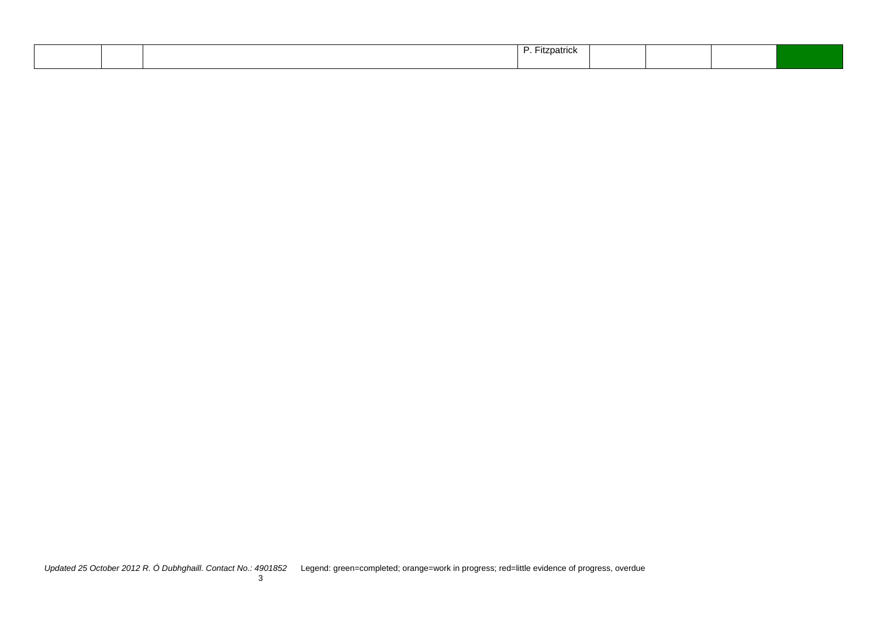| | | | | | | | |
|---|---|---|---|---|---|---|---|
| | | | P. Fitzpatrick | | | | |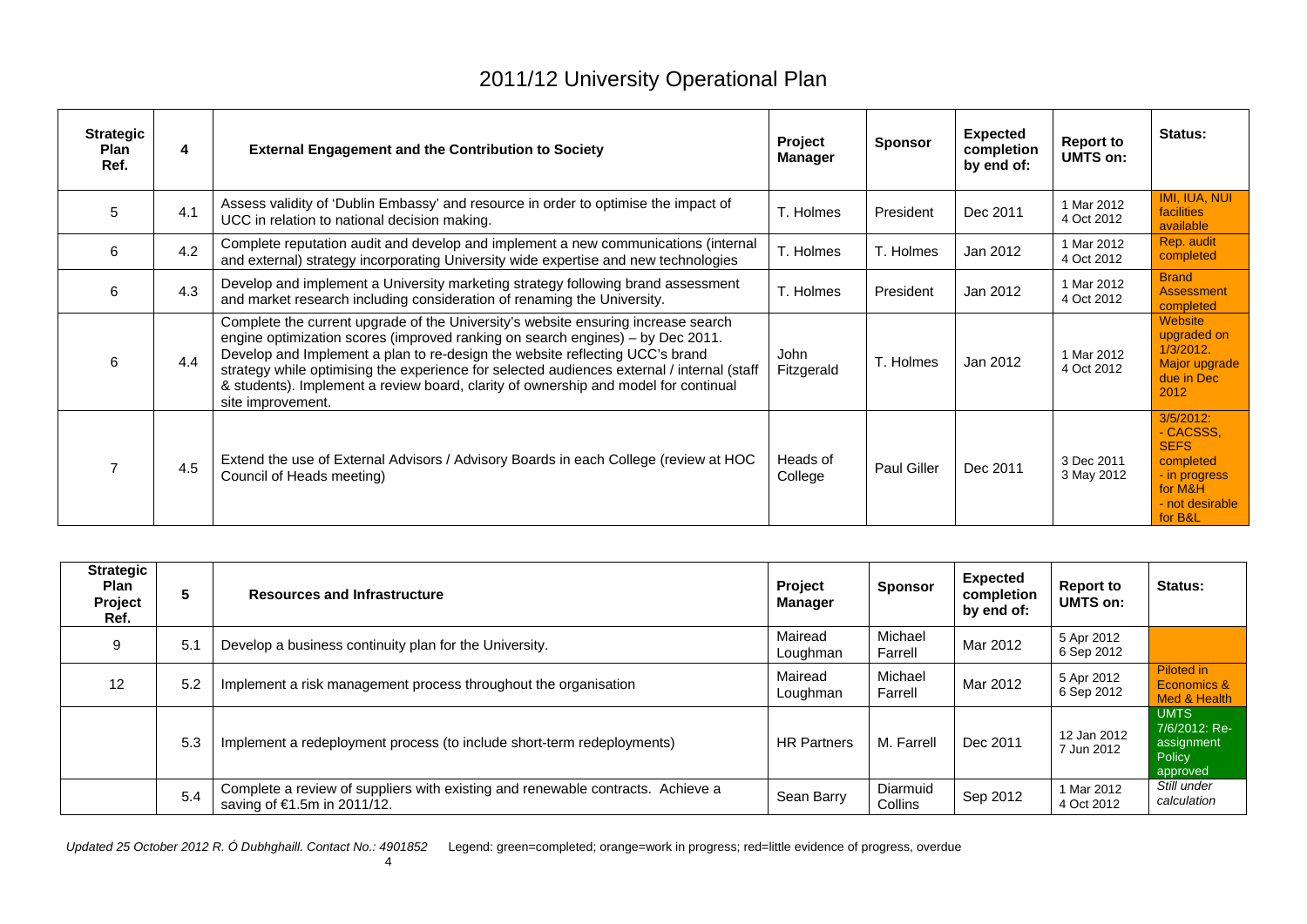# 2011/12 University Operational Plan

| Strategic Plan Ref. | 4 | External Engagement and the Contribution to Society | Project Manager | Sponsor | Expected completion by end of: | Report to UMTS on: | Status: |
|---|---|---|---|---|---|---|---|
| 5 | 4.1 | Assess validity of 'Dublin Embassy' and resource in order to optimise the impact of UCC in relation to national decision making. | T. Holmes | President | Dec 2011 | 1 Mar 2012<br>4 Oct 2012 | IMI, IUA, NUI facilities available |
| 6 | 4.2 | Complete reputation audit and develop and implement a new communications (internal and external) strategy incorporating University wide expertise and new technologies | T. Holmes | T. Holmes | Jan 2012 | 1 Mar 2012<br>4 Oct 2012 | Rep. audit completed |
| 6 | 4.3 | Develop and implement a University marketing strategy following brand assessment and market research including consideration of renaming the University. | T. Holmes | President | Jan 2012 | 1 Mar 2012<br>4 Oct 2012 | Brand Assessment completed |
| 6 | 4.4 | Complete the current upgrade of the University's website ensuring increase search engine optimization scores (improved ranking on search engines) – by Dec 2011. Develop and Implement a plan to re-design the website reflecting UCC's brand strategy while optimising the experience for selected audiences external / internal (staff & students). Implement a review board, clarity of ownership and model for continual site improvement. | John Fitzgerald | T. Holmes | Jan 2012 | 1 Mar 2012<br>4 Oct 2012 | Website upgraded on 1/3/2012. Major upgrade due in Dec 2012 |
| 7 | 4.5 | Extend the use of External Advisors / Advisory Boards in each College (review at HOC Council of Heads meeting) | Heads of College | Paul Giller | Dec 2011 | 3 Dec 2011<br>3 May 2012 | 3/5/2012:<br>- CACSSS, SEFS completed<br>- in progress for M&H<br>- not desirable for B&L |

| Strategic Plan Project Ref. | 5 | Resources and Infrastructure | Project Manager | Sponsor | Expected completion by end of: | Report to UMTS on: | Status: |
|---|---|---|---|---|---|---|---|
| 9 | 5.1 | Develop a business continuity plan for the University. | Mairead Loughman | Michael Farrell | Mar 2012 | 5 Apr 2012<br>6 Sep 2012 | |
| 12 | 5.2 | Implement a risk management process throughout the organisation | Mairead Loughman | Michael Farrell | Mar 2012 | 5 Apr 2012<br>6 Sep 2012 | Piloted in Economics & Med & Health |
| | 5.3 | Implement a redeployment process (to include short-term redeployments) | HR Partners | M. Farrell | Dec 2011 | 12 Jan 2012<br>7 Jun 2012 | UMTS 7/6/2012: Re-assignment Policy approved |
| | 5.4 | Complete a review of suppliers with existing and renewable contracts. Achieve a saving of €1.5m in 2011/12. | Sean Barry | Diarmuid Collins | Sep 2012 | 1 Mar 2012<br>4 Oct 2012 | *Still under calculation* |

*Updated 25 October 2012 R. Ó Dubhghaill. Contact No.: 4901852* Legend: green=completed; orange=work in progress; red=little evidence of progress, overdue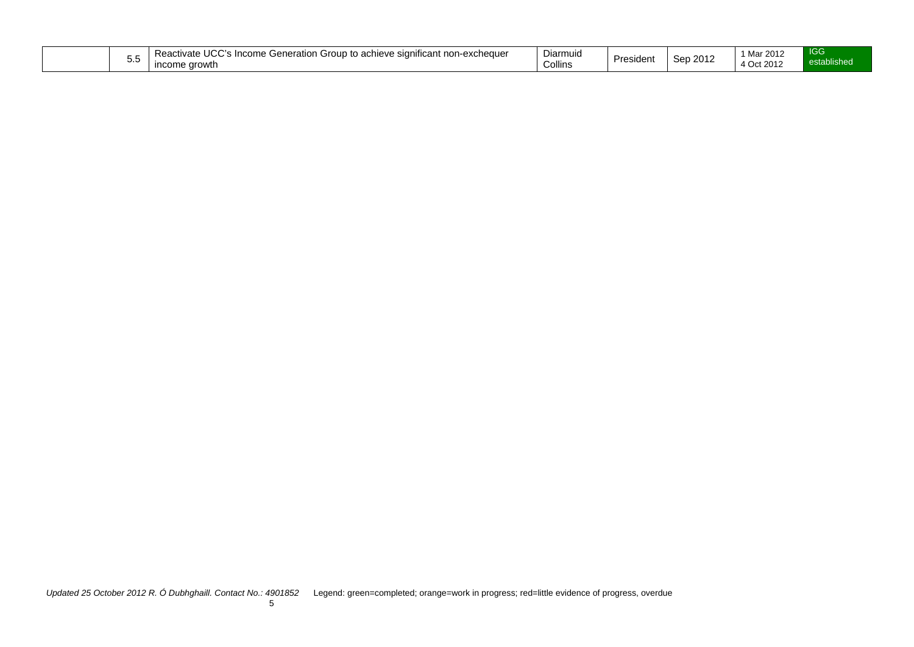| | | | | | | |
|---|---|---|---|---|---|---|
| | 5.5 | Reactivate UCC's Income Generation Group to achieve significant non-exchequer income growth | Diarmuid Collins | President | Sep 2012 | 1 Mar 2012<br>4 Oct 2012 | IGG established |

*Updated 25 October 2012 R. Ó Dubhghaill. Contact No.: 4901852* Legend: green=completed; orange=work in progress; red=little evidence of progress, overdue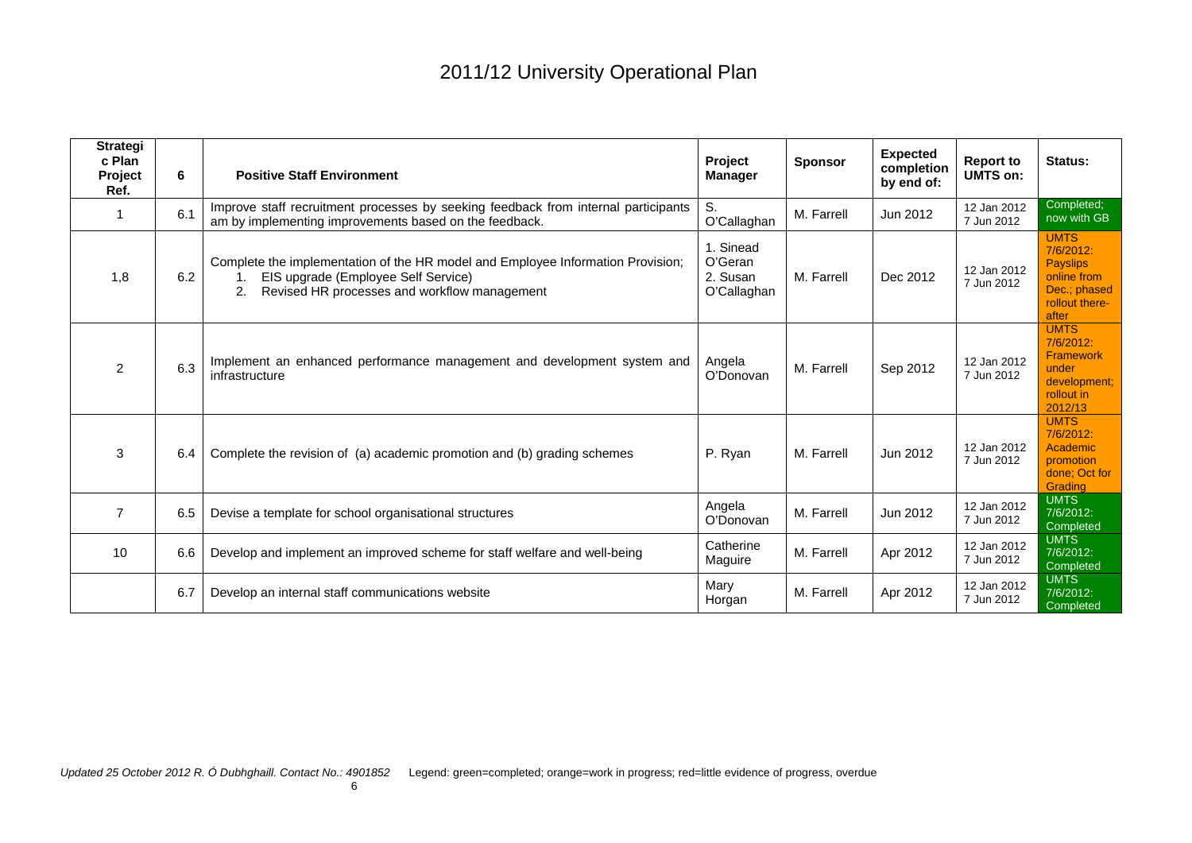# 2011/12 University Operational Plan

| Strategic Plan Project Ref. | 6 | Positive Staff Environment | Project Manager | Sponsor | Expected completion by end of: | Report to UMTS on: | Status: |
|---|---|---|---|---|---|---|---|
| 1 | 6.1 | Improve staff recruitment processes by seeking feedback from internal participants am by implementing improvements based on the feedback. | S. O'Callaghan | M. Farrell | Jun 2012 | 12 Jan 2012<br>7 Jun 2012 | Completed; now with GB |
| 1,8 | 6.2 | Complete the implementation of the HR model and Employee Information Provision;<br>1. EIS upgrade (Employee Self Service)<br>2. Revised HR processes and workflow management | 1. Sinead O'Geran<br>2. Susan O'Callaghan | M. Farrell | Dec 2012 | 12 Jan 2012<br>7 Jun 2012 | UMTS 7/6/2012: Payslips online from Dec.; phased rollout there-after |
| 2 | 6.3 | Implement an enhanced performance management and development system and infrastructure | Angela O'Donovan | M. Farrell | Sep 2012 | 12 Jan 2012<br>7 Jun 2012 | UMTS 7/6/2012: Framework under development; rollout in 2012/13 |
| 3 | 6.4 | Complete the revision of (a) academic promotion and (b) grading schemes | P. Ryan | M. Farrell | Jun 2012 | 12 Jan 2012<br>7 Jun 2012 | UMTS 7/6/2012: Academic promotion done; Oct for Grading |
| 7 | 6.5 | Devise a template for school organisational structures | Angela O'Donovan | M. Farrell | Jun 2012 | 12 Jan 2012<br>7 Jun 2012 | UMTS 7/6/2012: Completed |
| 10 | 6.6 | Develop and implement an improved scheme for staff welfare and well-being | Catherine Maguire | M. Farrell | Apr 2012 | 12 Jan 2012<br>7 Jun 2012 | UMTS 7/6/2012: Completed |
| | 6.7 | Develop an internal staff communications website | Mary Horgan | M. Farrell | Apr 2012 | 12 Jan 2012<br>7 Jun 2012 | UMTS 7/6/2012: Completed |

*Updated 25 October 2012 R. Ó Dubhghaill. Contact No.: 4901852* Legend: green=completed; orange=work in progress; red=little evidence of progress, overdue